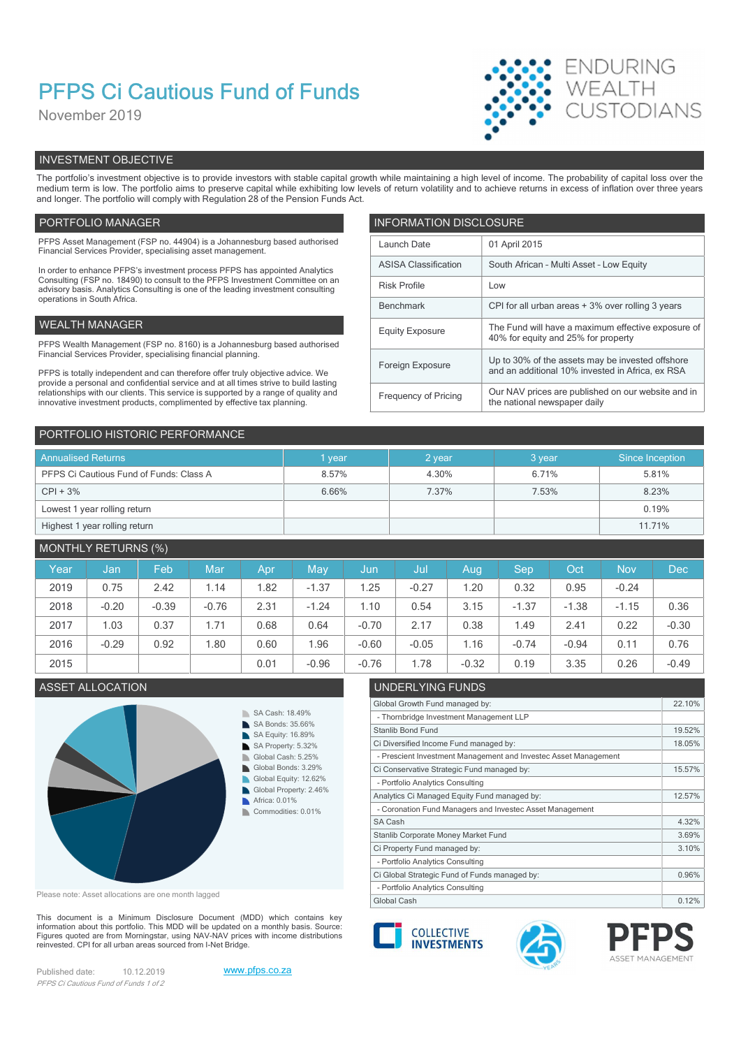# PFPS Ci Cautious Fund of Funds

November 2019

ENDURING WEALTH CUSTODIANS

## INVESTMENT OBJECTIVE

The portfolio's investment objective is to provide investors with stable capital growth while maintaining a high level of income. The probability of capital loss over the medium term is low. The portfolio aims to preserve capital while exhibiting low levels of return volatility and to achieve returns in excess of inflation over three years and longer. The portfolio will comply with Regulation 28 of the Pension Funds Act.

## PORTFOLIO MANAGER

PFPS Asset Management (FSP no. 44904) is a Johannesburg based authorised Financial Services Provider, specialising asset management.

In order to enhance PFPS's investment process PFPS has appointed Analytics Consulting (FSP no. 18490) to consult to the PFPS Investment Committee on an advisory basis. Analytics Consulting is one of the leading investment consulting operations in South Africa.

## WEALTH MANAGER

PFPS Wealth Management (FSP no. 8160) is a Johannesburg based authorised Financial Services Provider, specialising financial planning.

PFPS is totally independent and can therefore offer truly objective advice. We provide a personal and confidential service and at all times strive to build lasting relationships with our clients. This service is supported by a range of quality and innovative investment products, complimented by effective tax planning.

## INFORMATION DISCLOSURE

| | |
|---|---|
| Launch Date | 01 April 2015 |
| ASISA Classification | South African - Multi Asset - Low Equity |
| Risk Profile | Low |
| Benchmark | CPI for all urban areas + 3% over rolling 3 years |
| Equity Exposure | The Fund will have a maximum effective exposure of 40% for equity and 25% for property |
| Foreign Exposure | Up to 30% of the assets may be invested offshore and an additional 10% invested in Africa, ex RSA |
| Frequency of Pricing | Our NAV prices are published on our website and in the national newspaper daily |

## PORTFOLIO HISTORIC PERFORMANCE

| Annualised Returns | 1 year | 2 year | 3 year | Since Inception |
|---|---|---|---|---|
| PFPS Ci Cautious Fund of Funds: Class A | 8.57% | 4.30% | 6.71% | 5.81% |
| CPI + 3% | 6.66% | 7.37% | 7.53% | 8.23% |
| Lowest 1 year rolling return | | | | 0.19% |
| Highest 1 year rolling return | | | | 11.71% |

## MONTHLY RETURNS (%)

| Year | Jan | Feb | Mar | Apr | May | Jun | Jul | Aug | Sep | Oct | Nov | Dec |
|---|---|---|---|---|---|---|---|---|---|---|---|---|
| 2019 | 0.75 | 2.42 | 1.14 | 1.82 | -1.37 | 1.25 | -0.27 | 1.20 | 0.32 | 0.95 | -0.24 | |
| 2018 | -0.20 | -0.39 | -0.76 | 2.31 | -1.24 | 1.10 | 0.54 | 3.15 | -1.37 | -1.38 | -1.15 | 0.36 |
| 2017 | 1.03 | 0.37 | 1.71 | 0.68 | 0.64 | -0.70 | 2.17 | 0.38 | 1.49 | 2.41 | 0.22 | -0.30 |
| 2016 | -0.29 | 0.92 | 1.80 | 0.60 | 1.96 | -0.60 | -0.05 | 1.16 | -0.74 | -0.94 | 0.11 | 0.76 |
| 2015 | | | | 0.01 | -0.96 | -0.76 | 1.78 | -0.32 | 0.19 | 3.35 | 0.26 | -0.49 |

## ASSET ALLOCATION

- SA Cash: 18.49%
- SA Bonds: 35.66%
- SA Equity: 16.89%
- SA Property: 5.32%
- Global Cash: 5.25%
- Global Bonds: 3.29%
- Global Equity: 12.62%
- Global Property: 2.46%
- Africa: 0.01%
- Commodities: 0.01%

Please note: Asset allocations are one month lagged

## UNDERLYING FUNDS

| | |
|---|---|
| Global Growth Fund managed by: | 22.10% |
| - Thornbridge Investment Management LLP | |
| Stanlib Bond Fund | 19.52% |
| Ci Diversified Income Fund managed by: | 18.05% |
| - Prescient Investment Management and Investec Asset Management | |
| Ci Conservative Strategic Fund managed by: | 15.57% |
| - Portfolio Analytics Consulting | |
| Analytics Ci Managed Equity Fund managed by: | 12.57% |
| - Coronation Fund Managers and Investec Asset Management | |
| SA Cash | 4.32% |
| Stanlib Corporate Money Market Fund | 3.69% |
| Ci Property Fund managed by: | 3.10% |
| - Portfolio Analytics Consulting | |
| Ci Global Strategic Fund of Funds managed by: | 0.96% |
| - Portfolio Analytics Consulting | |
| Global Cash | 0.12% |

This document is a Minimum Disclosure Document (MDD) which contains key information about this portfolio. This MDD will be updated on a monthly basis. Source: Figures quoted are from Morningstar, using NAV-NAV prices with income distributions reinvested. CPI for all urban areas sourced from I-Net Bridge.

Published date: 10.12.2019

www.pfps.co.za

COLLECTIVE INVESTMENTS

PFPS ASSET MANAGEMENT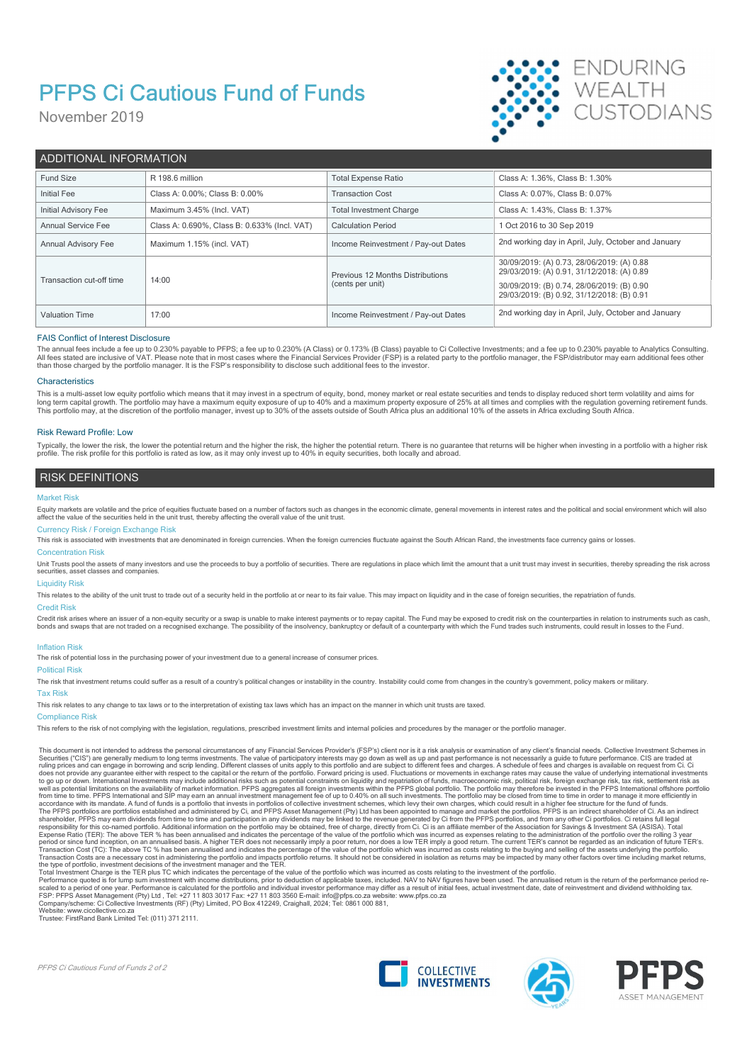# PFPS Ci Cautious Fund of Funds

November 2019

## ADDITIONAL INFORMATION

| | | | |
|---|---|---|---|
| Fund Size | R 198.6 million | Total Expense Ratio | Class A: 1.36%, Class B: 1.30% |
| Initial Fee | Class A: 0.00%; Class B: 0.00% | Transaction Cost | Class A: 0.07%, Class B: 0.07% |
| Initial Advisory Fee | Maximum 3.45% (Incl. VAT) | Total Investment Charge | Class A: 1.43%, Class B: 1.37% |
| Annual Service Fee | Class A: 0.690%, Class B: 0.633% (Incl. VAT) | Calculation Period | 1 Oct 2016 to 30 Sep 2019 |
| Annual Advisory Fee | Maximum 1.15% (incl. VAT) | Income Reinvestment / Pay-out Dates | 2nd working day in April, July, October and January |
| Transaction cut-off time | 14:00 | Previous 12 Months Distributions (cents per unit) | 30/09/2019: (A) 0.73, 28/06/2019: (A) 0.88 29/03/2019: (A) 0.91, 31/12/2018: (A) 0.89 30/09/2019: (B) 0.74, 28/06/2019: (B) 0.90 29/03/2019: (B) 0.92, 31/12/2018: (B) 0.91 |
| Valuation Time | 17:00 | Income Reinvestment / Pay-out Dates | 2nd working day in April, July, October and January |

### FAIS Conflict of Interest Disclosure

The annual fees include a fee up to 0.230% payable to PFPS; a fee up to 0.230% (A Class) or 0.173% (B Class) payable to Ci Collective Investments; and a fee up to 0.230% payable to Analytics Consulting. All fees stated are inclusive of VAT. Please note that in most cases where the Financial Services Provider (FSP) is a related party to the portfolio manager, the FSP/distributor may earn additional fees other than those charged by the portfolio manager. It is the FSP's responsibility to disclose such additional fees to the investor.

### Characteristics

This is a multi-asset low equity portfolio which means that it may invest in a spectrum of equity, bond, money market or real estate securities and tends to display reduced short term volatility and aims for long term capital growth. The portfolio may have a maximum equity exposure of up to 40% and a maximum property exposure of 25% at all times and complies with the regulation governing retirement funds. This portfolio may, at the discretion of the portfolio manager, invest up to 30% of the assets outside of South Africa plus an additional 10% of the assets in Africa excluding South Africa.

### Risk Reward Profile: Low

Typically, the lower the risk, the lower the potential return and the higher the risk, the higher the potential return. There is no guarantee that returns will be higher when investing in a portfolio with a higher risk profile. The risk profile for this portfolio is rated as low, as it may only invest up to 40% in equity securities, both locally and abroad.

## RISK DEFINITIONS

### Market Risk

Equity markets are volatile and the price of equities fluctuate based on a number of factors such as changes in the economic climate, general movements in interest rates and the political and social environment which will also affect the value of the securities held in the unit trust, thereby affecting the overall value of the unit trust.

### Currency Risk / Foreign Exchange Risk

This risk is associated with investments that are denominated in foreign currencies. When the foreign currencies fluctuate against the South African Rand, the investments face currency gains or losses.

### Concentration Risk

Unit Trusts pool the assets of many investors and use the proceeds to buy a portfolio of securities. There are regulations in place which limit the amount that a unit trust may invest in securities, thereby spreading the risk across securities, asset classes and companies.

### Liquidity Risk

This relates to the ability of the unit trust to trade out of a security held in the portfolio at or near to its fair value. This may impact on liquidity and in the case of foreign securities, the repatriation of funds.

### Credit Risk

Credit risk arises where an issuer of a non-equity security or a swap is unable to make interest payments or to repay capital. The Fund may be exposed to credit risk on the counterparties in relation to instruments such as cash, bonds and swaps that are not traded on a recognised exchange. The possibility of the insolvency, bankruptcy or default of a counterparty with which the Fund trades such instruments, could result in losses to the Fund.

### Inflation Risk

The risk of potential loss in the purchasing power of your investment due to a general increase of consumer prices.

### Political Risk

The risk that investment returns could suffer as a result of a country's political changes or instability in the country. Instability could come from changes in the country's government, policy makers or military.

### Tax Risk

This risk relates to any change to tax laws or to the interpretation of existing tax laws which has an impact on the manner in which unit trusts are taxed.

### Compliance Risk

This refers to the risk of not complying with the legislation, regulations, prescribed investment limits and internal policies and procedures by the manager or the portfolio manager.

This document is not intended to address the personal circumstances of any Financial Services Provider's (FSP's) client nor is it a risk analysis or examination of any client's financial needs. Collective Investment Schemes in Securities ("CIS") are generally medium to long terms investments. The value of participatory interests may go down as well as up and past performance is not necessarily a guide to future performance. CIS are traded at ruling prices and can engage in borrowing and scrip lending. Different classes of units apply to this portfolio and are subject to different fees and charges. A schedule of fees and charges is available on request from Ci. Ci does not provide any guarantee either with respect to the capital or the return of the portfolio. Forward pricing is used. Fluctuations or movements in exchange rates may cause the value of underlying international investments to go up or down. International Investments may include additional risks such as potential constraints on liquidity and repatriation of funds, macroeconomic risk, political risk, foreign exchange risk, tax risk, settlement risk as well as potential limitations on the availability of market information. PFPS aggregates all foreign investments within the PFPS global portfolio. The portfolio may therefore be invested in the PFPS International offshore portfolio from time to time. PFPS International and SIP may earn an annual investment management fee of up to 0.40% on all such investments. The portfolio may be closed from time to time in order to manage it more efficiently in accordance with its mandate. A fund of funds is a portfolio that invests in portfolios of collective investment schemes, which levy their own charges, which could result in a higher fee structure for the fund of funds.
The PFPS portfolios are portfolios established and administered by Ci, and PFPS Asset Management (Pty) Ltd has been appointed to manage and market the portfolios. PFPS is an indirect shareholder of Ci. As an indirect shareholder, PFPS may earn dividends from time to time and participation in any dividends may be linked to the revenue generated by Ci from the PFPS portfolios, and from any other Ci portfolios. Ci retains full legal responsibility for this co-named portfolio. Additional information on the portfolio may be obtained, free of charge, directly from Ci. Ci is an affiliate member of the Association for Savings & Investment SA (ASISA). Total Expense Ratio (TER): The above TER % has been annualised and indicates the percentage of the value of the portfolio which was incurred as expenses relating to the administration of the portfolio over the rolling 3 year period or since fund inception, on an annualised basis. A higher TER does not necessarily imply a poor return, nor does a low TER imply a good return. The current TER's cannot be regarded as an indication of future TER's. Transaction Cost (TC): The above TC % has been annualised and indicates the percentage of the value of the portfolio which was incurred as costs relating to the buying and selling of the assets underlying the portfolio. Transaction Costs are a necessary cost in administering the portfolio and impacts portfolio returns. It should not be considered in isolation as returns may be impacted by many other factors over time including market returns, the type of portfolio, investment decisions of the investment manager and the TER.
Total Investment Charge is the TER plus TC which indicates the percentage of the value of the portfolio which was incurred as costs relating to the investment of the portfolio.
Performance quoted is for lump sum investment with income distributions, prior to deduction of applicable taxes, included. NAV to NAV figures have been used. The annualised return is the return of the performance period re-scaled to a period of one year. Performance is calculated for the portfolio and individual investor performance may differ as a result of initial fees, actual investment date, date of reinvestment and dividend withholding tax.
FSP: PFPS Asset Management (Pty) Ltd , Tel: +27 11 803 3017 Fax: +27 11 803 3560 E-mail: info@pfps.co.za website: www.pfps.co.za
Company/scheme: Ci Collective Investments (RF) (Pty) Limited, PO Box 412249, Craighall, 2024; Tel: 0861 000 881,
Website: www.cicollective.co.za
Trustee: FirstRand Bank Limited Tel: (011) 371 2111.